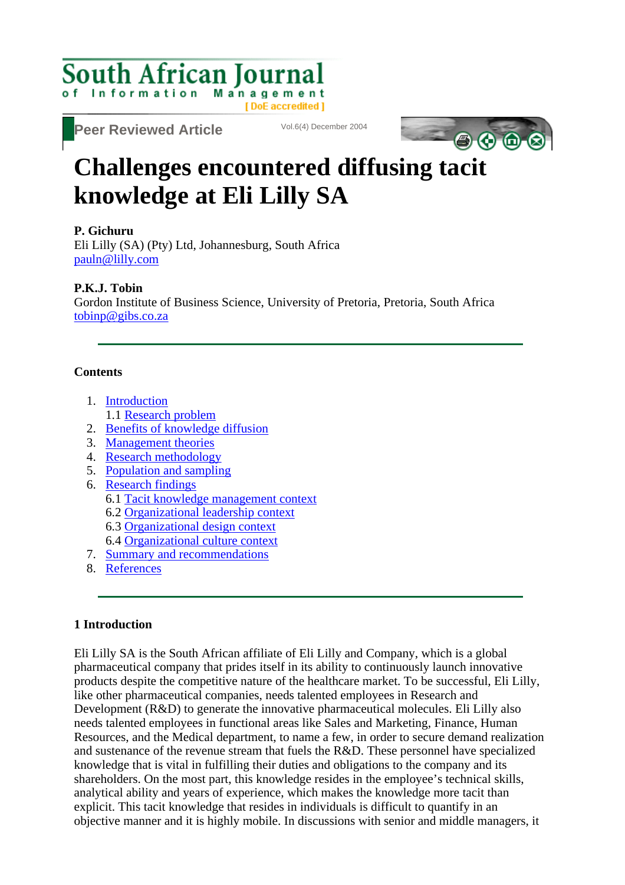South African Journal of Information Management [ DoE accredited ]

Peer Reviewed Article

# Challenges encountered diffusing tacit knowledge at Eli Lilly SA

**P. Gichuru**
Eli Lilly (SA) (Pty) Ltd, Johannesburg, South Africa
pauln@lilly.com

**P.K.J. Tobin**
Gordon Institute of Business Science, University of Pretoria, Pretoria, South Africa
tobinp@gibs.co.za

---

**Contents**

1. Introduction
   1.1 Research problem
2. Benefits of knowledge diffusion
3. Management theories
4. Research methodology
5. Population and sampling
6. Research findings
   6.1 Tacit knowledge management context
   6.2 Organizational leadership context
   6.3 Organizational design context
   6.4 Organizational culture context
7. Summary and recommendations
8. References

---

## 1 Introduction

Eli Lilly SA is the South African affiliate of Eli Lilly and Company, which is a global pharmaceutical company that prides itself in its ability to continuously launch innovative products despite the competitive nature of the healthcare market. To be successful, Eli Lilly, like other pharmaceutical companies, needs talented employees in Research and Development (R&D) to generate the innovative pharmaceutical molecules. Eli Lilly also needs talented employees in functional areas like Sales and Marketing, Finance, Human Resources, and the Medical department, to name a few, in order to secure demand realization and sustenance of the revenue stream that fuels the R&D. These personnel have specialized knowledge that is vital in fulfilling their duties and obligations to the company and its shareholders. On the most part, this knowledge resides in the employee's technical skills, analytical ability and years of experience, which makes the knowledge more tacit than explicit. This tacit knowledge that resides in individuals is difficult to quantify in an objective manner and it is highly mobile. In discussions with senior and middle managers, it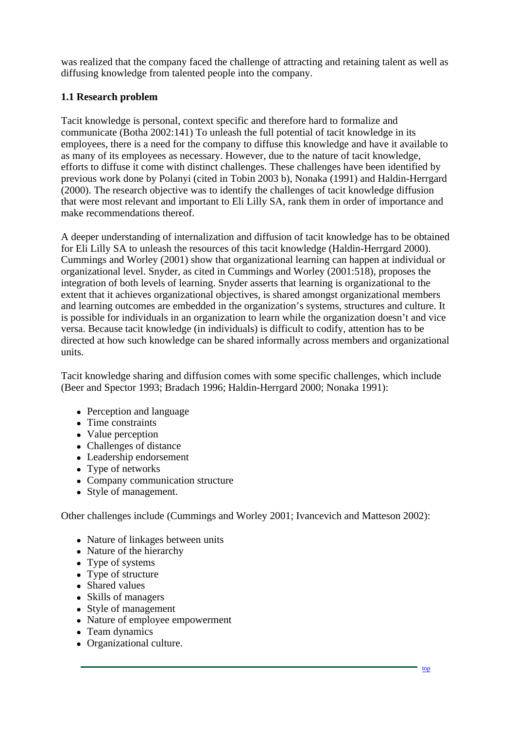was realized that the company faced the challenge of attracting and retaining talent as well as diffusing knowledge from talented people into the company.

### 1.1 Research problem

Tacit knowledge is personal, context specific and therefore hard to formalize and communicate (Botha 2002:141) To unleash the full potential of tacit knowledge in its employees, there is a need for the company to diffuse this knowledge and have it available to as many of its employees as necessary. However, due to the nature of tacit knowledge, efforts to diffuse it come with distinct challenges. These challenges have been identified by previous work done by Polanyi (cited in Tobin 2003 b), Nonaka (1991) and Haldin-Herrgard (2000). The research objective was to identify the challenges of tacit knowledge diffusion that were most relevant and important to Eli Lilly SA, rank them in order of importance and make recommendations thereof.

A deeper understanding of internalization and diffusion of tacit knowledge has to be obtained for Eli Lilly SA to unleash the resources of this tacit knowledge (Haldin-Herrgard 2000). Cummings and Worley (2001) show that organizational learning can happen at individual or organizational level. Snyder, as cited in Cummings and Worley (2001:518), proposes the integration of both levels of learning. Snyder asserts that learning is organizational to the extent that it achieves organizational objectives, is shared amongst organizational members and learning outcomes are embedded in the organization's systems, structures and culture. It is possible for individuals in an organization to learn while the organization doesn't and vice versa. Because tacit knowledge (in individuals) is difficult to codify, attention has to be directed at how such knowledge can be shared informally across members and organizational units.

Tacit knowledge sharing and diffusion comes with some specific challenges, which include (Beer and Spector 1993; Bradach 1996; Haldin-Herrgard 2000; Nonaka 1991):

- Perception and language
- Time constraints
- Value perception
- Challenges of distance
- Leadership endorsement
- Type of networks
- Company communication structure
- Style of management.

Other challenges include (Cummings and Worley 2001; Ivancevich and Matteson 2002):

- Nature of linkages between units
- Nature of the hierarchy
- Type of systems
- Type of structure
- Shared values
- Skills of managers
- Style of management
- Nature of employee empowerment
- Team dynamics
- Organizational culture.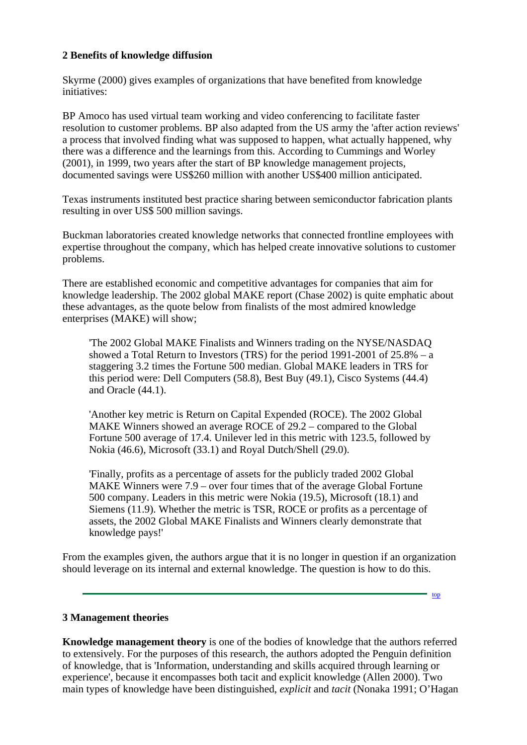## 2 Benefits of knowledge diffusion

Skyrme (2000) gives examples of organizations that have benefited from knowledge initiatives:

BP Amoco has used virtual team working and video conferencing to facilitate faster resolution to customer problems. BP also adapted from the US army the 'after action reviews' a process that involved finding what was supposed to happen, what actually happened, why there was a difference and the learnings from this. According to Cummings and Worley (2001), in 1999, two years after the start of BP knowledge management projects, documented savings were US$260 million with another US$400 million anticipated.

Texas instruments instituted best practice sharing between semiconductor fabrication plants resulting in over US$ 500 million savings.

Buckman laboratories created knowledge networks that connected frontline employees with expertise throughout the company, which has helped create innovative solutions to customer problems.

There are established economic and competitive advantages for companies that aim for knowledge leadership. The 2002 global MAKE report (Chase 2002) is quite emphatic about these advantages, as the quote below from finalists of the most admired knowledge enterprises (MAKE) will show;

> 'The 2002 Global MAKE Finalists and Winners trading on the NYSE/NASDAQ showed a Total Return to Investors (TRS) for the period 1991-2001 of 25.8% – a staggering 3.2 times the Fortune 500 median. Global MAKE leaders in TRS for this period were: Dell Computers (58.8), Best Buy (49.1), Cisco Systems (44.4) and Oracle (44.1).
>
> 'Another key metric is Return on Capital Expended (ROCE). The 2002 Global MAKE Winners showed an average ROCE of 29.2 – compared to the Global Fortune 500 average of 17.4. Unilever led in this metric with 123.5, followed by Nokia (46.6), Microsoft (33.1) and Royal Dutch/Shell (29.0).
>
> 'Finally, profits as a percentage of assets for the publicly traded 2002 Global MAKE Winners were 7.9 – over four times that of the average Global Fortune 500 company. Leaders in this metric were Nokia (19.5), Microsoft (18.1) and Siemens (11.9). Whether the metric is TSR, ROCE or profits as a percentage of assets, the 2002 Global MAKE Finalists and Winners clearly demonstrate that knowledge pays!'

From the examples given, the authors argue that it is no longer in question if an organization should leverage on its internal and external knowledge. The question is how to do this.

## 3 Management theories

**Knowledge management theory** is one of the bodies of knowledge that the authors referred to extensively. For the purposes of this research, the authors adopted the Penguin definition of knowledge, that is 'Information, understanding and skills acquired through learning or experience', because it encompasses both tacit and explicit knowledge (Allen 2000). Two main types of knowledge have been distinguished, *explicit* and *tacit* (Nonaka 1991; O'Hagan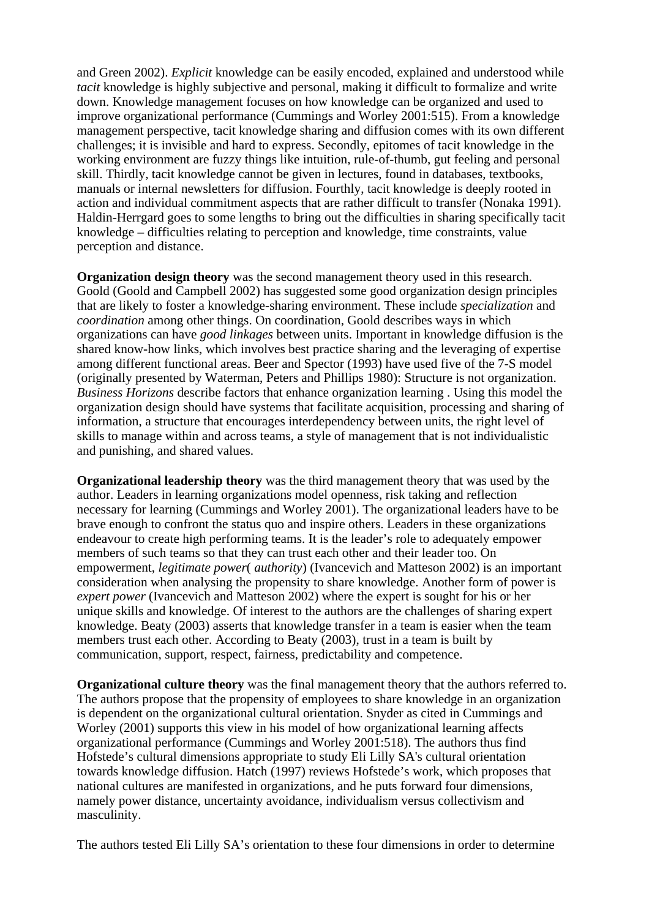and Green 2002). *Explicit* knowledge can be easily encoded, explained and understood while *tacit* knowledge is highly subjective and personal, making it difficult to formalize and write down. Knowledge management focuses on how knowledge can be organized and used to improve organizational performance (Cummings and Worley 2001:515). From a knowledge management perspective, tacit knowledge sharing and diffusion comes with its own different challenges; it is invisible and hard to express. Secondly, epitomes of tacit knowledge in the working environment are fuzzy things like intuition, rule-of-thumb, gut feeling and personal skill. Thirdly, tacit knowledge cannot be given in lectures, found in databases, textbooks, manuals or internal newsletters for diffusion. Fourthly, tacit knowledge is deeply rooted in action and individual commitment aspects that are rather difficult to transfer (Nonaka 1991). Haldin-Herrgard goes to some lengths to bring out the difficulties in sharing specifically tacit knowledge – difficulties relating to perception and knowledge, time constraints, value perception and distance.

**Organization design theory** was the second management theory used in this research. Goold (Goold and Campbell 2002) has suggested some good organization design principles that are likely to foster a knowledge-sharing environment. These include *specialization* and *coordination* among other things. On coordination, Goold describes ways in which organizations can have *good linkages* between units. Important in knowledge diffusion is the shared know-how links, which involves best practice sharing and the leveraging of expertise among different functional areas. Beer and Spector (1993) have used five of the 7-S model (originally presented by Waterman, Peters and Phillips 1980): Structure is not organization. *Business Horizons* describe factors that enhance organization learning . Using this model the organization design should have systems that facilitate acquisition, processing and sharing of information, a structure that encourages interdependency between units, the right level of skills to manage within and across teams, a style of management that is not individualistic and punishing, and shared values.

**Organizational leadership theory** was the third management theory that was used by the author. Leaders in learning organizations model openness, risk taking and reflection necessary for learning (Cummings and Worley 2001). The organizational leaders have to be brave enough to confront the status quo and inspire others. Leaders in these organizations endeavour to create high performing teams. It is the leader's role to adequately empower members of such teams so that they can trust each other and their leader too. On empowerment, *legitimate power*( *authority*) (Ivancevich and Matteson 2002) is an important consideration when analysing the propensity to share knowledge. Another form of power is *expert power* (Ivancevich and Matteson 2002) where the expert is sought for his or her unique skills and knowledge. Of interest to the authors are the challenges of sharing expert knowledge. Beaty (2003) asserts that knowledge transfer in a team is easier when the team members trust each other. According to Beaty (2003), trust in a team is built by communication, support, respect, fairness, predictability and competence.

**Organizational culture theory** was the final management theory that the authors referred to. The authors propose that the propensity of employees to share knowledge in an organization is dependent on the organizational cultural orientation. Snyder as cited in Cummings and Worley (2001) supports this view in his model of how organizational learning affects organizational performance (Cummings and Worley 2001:518). The authors thus find Hofstede's cultural dimensions appropriate to study Eli Lilly SA's cultural orientation towards knowledge diffusion. Hatch (1997) reviews Hofstede's work, which proposes that national cultures are manifested in organizations, and he puts forward four dimensions, namely power distance, uncertainty avoidance, individualism versus collectivism and masculinity.

The authors tested Eli Lilly SA's orientation to these four dimensions in order to determine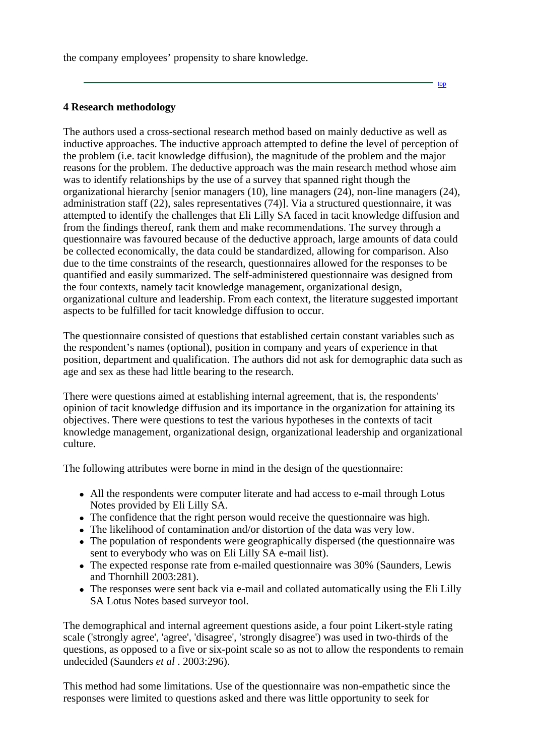the company employees' propensity to share knowledge.

## 4 Research methodology

The authors used a cross-sectional research method based on mainly deductive as well as inductive approaches. The inductive approach attempted to define the level of perception of the problem (i.e. tacit knowledge diffusion), the magnitude of the problem and the major reasons for the problem. The deductive approach was the main research method whose aim was to identify relationships by the use of a survey that spanned right though the organizational hierarchy [senior managers (10), line managers (24), non-line managers (24), administration staff (22), sales representatives (74)]. Via a structured questionnaire, it was attempted to identify the challenges that Eli Lilly SA faced in tacit knowledge diffusion and from the findings thereof, rank them and make recommendations. The survey through a questionnaire was favoured because of the deductive approach, large amounts of data could be collected economically, the data could be standardized, allowing for comparison. Also due to the time constraints of the research, questionnaires allowed for the responses to be quantified and easily summarized. The self-administered questionnaire was designed from the four contexts, namely tacit knowledge management, organizational design, organizational culture and leadership. From each context, the literature suggested important aspects to be fulfilled for tacit knowledge diffusion to occur.

The questionnaire consisted of questions that established certain constant variables such as the respondent's names (optional), position in company and years of experience in that position, department and qualification. The authors did not ask for demographic data such as age and sex as these had little bearing to the research.

There were questions aimed at establishing internal agreement, that is, the respondents' opinion of tacit knowledge diffusion and its importance in the organization for attaining its objectives. There were questions to test the various hypotheses in the contexts of tacit knowledge management, organizational design, organizational leadership and organizational culture.

The following attributes were borne in mind in the design of the questionnaire:

- All the respondents were computer literate and had access to e-mail through Lotus Notes provided by Eli Lilly SA.
- The confidence that the right person would receive the questionnaire was high.
- The likelihood of contamination and/or distortion of the data was very low.
- The population of respondents were geographically dispersed (the questionnaire was sent to everybody who was on Eli Lilly SA e-mail list).
- The expected response rate from e-mailed questionnaire was 30% (Saunders, Lewis and Thornhill 2003:281).
- The responses were sent back via e-mail and collated automatically using the Eli Lilly SA Lotus Notes based surveyor tool.

The demographical and internal agreement questions aside, a four point Likert-style rating scale ('strongly agree', 'agree', 'disagree', 'strongly disagree') was used in two-thirds of the questions, as opposed to a five or six-point scale so as not to allow the respondents to remain undecided (Saunders *et al* . 2003:296).

This method had some limitations. Use of the questionnaire was non-empathetic since the responses were limited to questions asked and there was little opportunity to seek for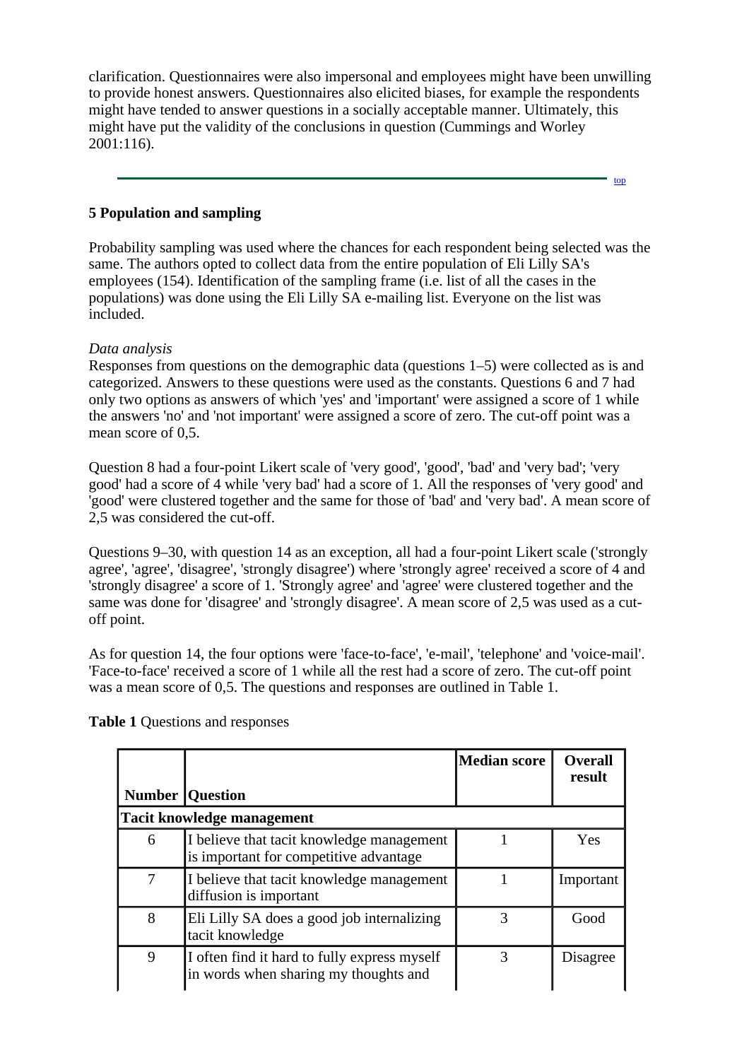clarification. Questionnaires were also impersonal and employees might have been unwilling to provide honest answers. Questionnaires also elicited biases, for example the respondents might have tended to answer questions in a socially acceptable manner. Ultimately, this might have put the validity of the conclusions in question (Cummings and Worley 2001:116).

## 5 Population and sampling

Probability sampling was used where the chances for each respondent being selected was the same. The authors opted to collect data from the entire population of Eli Lilly SA's employees (154). Identification of the sampling frame (i.e. list of all the cases in the populations) was done using the Eli Lilly SA e-mailing list. Everyone on the list was included.

*Data analysis*
Responses from questions on the demographic data (questions 1–5) were collected as is and categorized. Answers to these questions were used as the constants. Questions 6 and 7 had only two options as answers of which 'yes' and 'important' were assigned a score of 1 while the answers 'no' and 'not important' were assigned a score of zero. The cut-off point was a mean score of 0,5.

Question 8 had a four-point Likert scale of 'very good', 'good', 'bad' and 'very bad'; 'very good' had a score of 4 while 'very bad' had a score of 1. All the responses of 'very good' and 'good' were clustered together and the same for those of 'bad' and 'very bad'. A mean score of 2,5 was considered the cut-off.

Questions 9–30, with question 14 as an exception, all had a four-point Likert scale ('strongly agree', 'agree', 'disagree', 'strongly disagree') where 'strongly agree' received a score of 4 and 'strongly disagree' a score of 1. 'Strongly agree' and 'agree' were clustered together and the same was done for 'disagree' and 'strongly disagree'. A mean score of 2,5 was used as a cut-off point.

As for question 14, the four options were 'face-to-face', 'e-mail', 'telephone' and 'voice-mail'. 'Face-to-face' received a score of 1 while all the rest had a score of zero. The cut-off point was a mean score of 0,5. The questions and responses are outlined in Table 1.

**Table 1** Questions and responses

| Number | Question | Median score | Overall result |
|---|---|---|---|
| **Tacit knowledge management** | | | |
| 6 | I believe that tacit knowledge management is important for competitive advantage | 1 | Yes |
| 7 | I believe that tacit knowledge management diffusion is important | 1 | Important |
| 8 | Eli Lilly SA does a good job internalizing tacit knowledge | 3 | Good |
| 9 | I often find it hard to fully express myself in words when sharing my thoughts and | 3 | Disagree |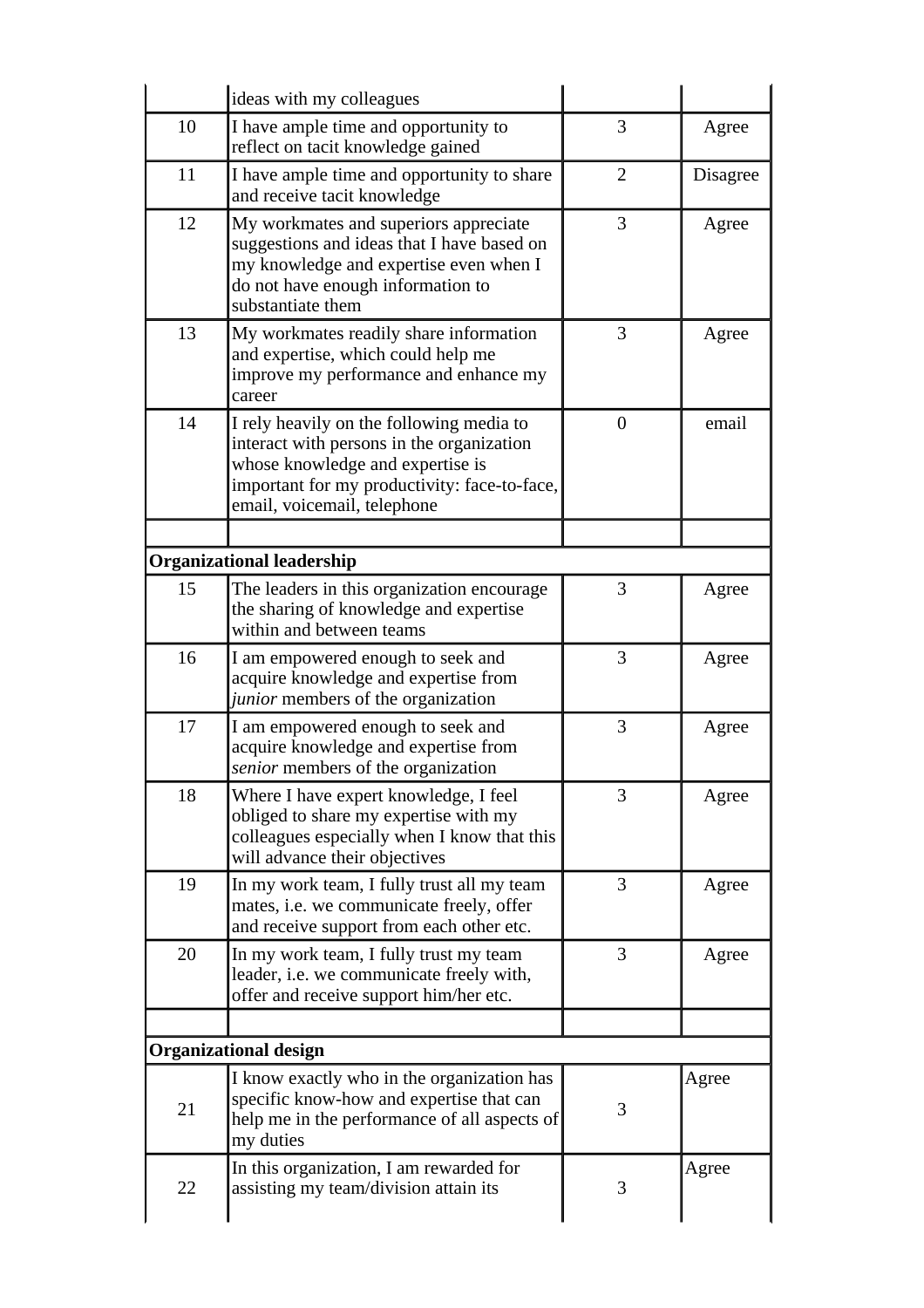|  | ideas with my colleagues |  |  |
|---|---|---|---|
| 10 | I have ample time and opportunity to reflect on tacit knowledge gained | 3 | Agree |
| 11 | I have ample time and opportunity to share and receive tacit knowledge | 2 | Disagree |
| 12 | My workmates and superiors appreciate suggestions and ideas that I have based on my knowledge and expertise even when I do not have enough information to substantiate them | 3 | Agree |
| 13 | My workmates readily share information and expertise, which could help me improve my performance and enhance my career | 3 | Agree |
| 14 | I rely heavily on the following media to interact with persons in the organization whose knowledge and expertise is important for my productivity: face-to-face, email, voicemail, telephone | 0 | email |
|  |  |  |  |
| **Organizational leadership** |  |  |  |
| 15 | The leaders in this organization encourage the sharing of knowledge and expertise within and between teams | 3 | Agree |
| 16 | I am empowered enough to seek and acquire knowledge and expertise from *junior* members of the organization | 3 | Agree |
| 17 | I am empowered enough to seek and acquire knowledge and expertise from *senior* members of the organization | 3 | Agree |
| 18 | Where I have expert knowledge, I feel obliged to share my expertise with my colleagues especially when I know that this will advance their objectives | 3 | Agree |
| 19 | In my work team, I fully trust all my team mates, i.e. we communicate freely, offer and receive support from each other etc. | 3 | Agree |
| 20 | In my work team, I fully trust my team leader, i.e. we communicate freely with, offer and receive support him/her etc. | 3 | Agree |
|  |  |  |  |
| **Organizational design** |  |  |  |
| 21 | I know exactly who in the organization has specific know-how and expertise that can help me in the performance of all aspects of my duties | 3 | Agree |
| 22 | In this organization, I am rewarded for assisting my team/division attain its | 3 | Agree |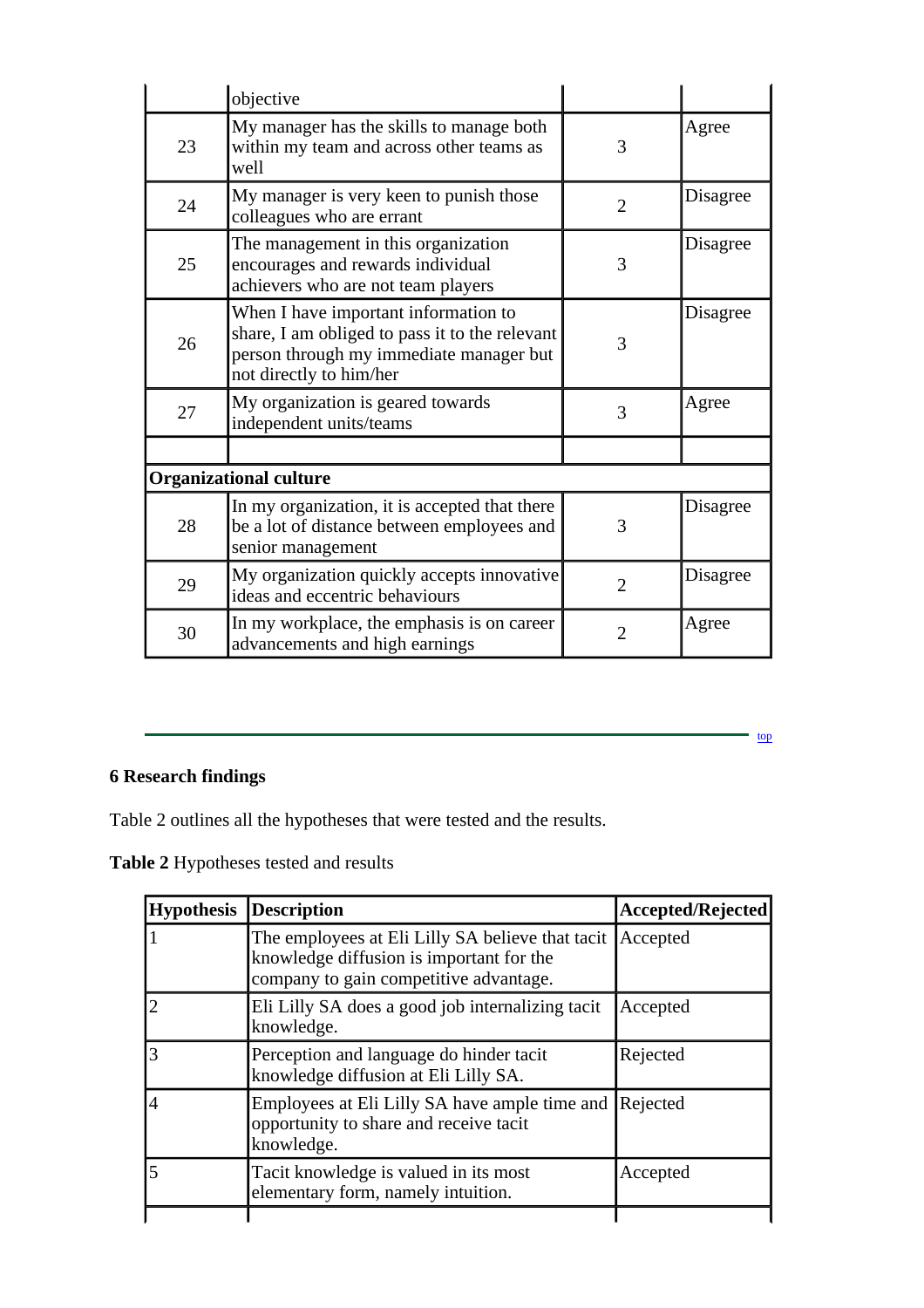|  | objective |  |  |
|---|---|---|---|
| 23 | My manager has the skills to manage both within my team and across other teams as well | 3 | Agree |
| 24 | My manager is very keen to punish those colleagues who are errant | 2 | Disagree |
| 25 | The management in this organization encourages and rewards individual achievers who are not team players | 3 | Disagree |
| 26 | When I have important information to share, I am obliged to pass it to the relevant person through my immediate manager but not directly to him/her | 3 | Disagree |
| 27 | My organization is geared towards independent units/teams | 3 | Agree |
|  |  |  |  |
| **Organizational culture** |  |  |  |
| 28 | In my organization, it is accepted that there be a lot of distance between employees and senior management | 3 | Disagree |
| 29 | My organization quickly accepts innovative ideas and eccentric behaviours | 2 | Disagree |
| 30 | In my workplace, the emphasis is on career advancements and high earnings | 2 | Agree |

## 6 Research findings

Table 2 outlines all the hypotheses that were tested and the results.

**Table 2** Hypotheses tested and results

| Hypothesis | Description | Accepted/Rejected |
|---|---|---|
| 1 | The employees at Eli Lilly SA believe that tacit knowledge diffusion is important for the company to gain competitive advantage. | Accepted |
| 2 | Eli Lilly SA does a good job internalizing tacit knowledge. | Accepted |
| 3 | Perception and language do hinder tacit knowledge diffusion at Eli Lilly SA. | Rejected |
| 4 | Employees at Eli Lilly SA have ample time and opportunity to share and receive tacit knowledge. | Rejected |
| 5 | Tacit knowledge is valued in its most elementary form, namely intuition. | Accepted |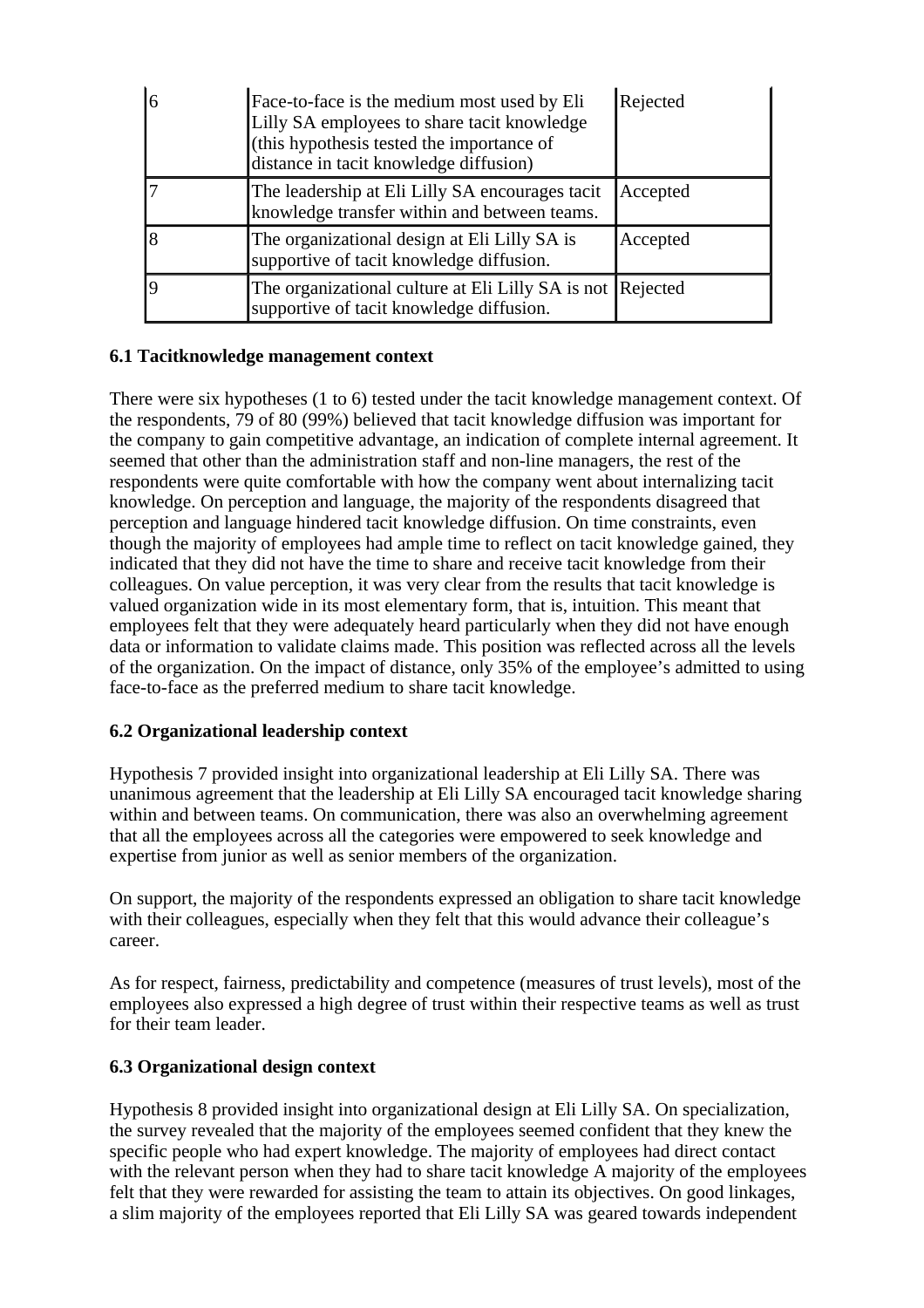| | | |
|---|---|---|
| 6 | Face-to-face is the medium most used by Eli Lilly SA employees to share tacit knowledge (this hypothesis tested the importance of distance in tacit knowledge diffusion) | Rejected |
| 7 | The leadership at Eli Lilly SA encourages tacit knowledge transfer within and between teams. | Accepted |
| 8 | The organizational design at Eli Lilly SA is supportive of tacit knowledge diffusion. | Accepted |
| 9 | The organizational culture at Eli Lilly SA is not supportive of tacit knowledge diffusion. | Rejected |

**6.1 Tacitknowledge management context**

There were six hypotheses (1 to 6) tested under the tacit knowledge management context. Of the respondents, 79 of 80 (99%) believed that tacit knowledge diffusion was important for the company to gain competitive advantage, an indication of complete internal agreement. It seemed that other than the administration staff and non-line managers, the rest of the respondents were quite comfortable with how the company went about internalizing tacit knowledge. On perception and language, the majority of the respondents disagreed that perception and language hindered tacit knowledge diffusion. On time constraints, even though the majority of employees had ample time to reflect on tacit knowledge gained, they indicated that they did not have the time to share and receive tacit knowledge from their colleagues. On value perception, it was very clear from the results that tacit knowledge is valued organization wide in its most elementary form, that is, intuition. This meant that employees felt that they were adequately heard particularly when they did not have enough data or information to validate claims made. This position was reflected across all the levels of the organization. On the impact of distance, only 35% of the employee's admitted to using face-to-face as the preferred medium to share tacit knowledge.

**6.2 Organizational leadership context**

Hypothesis 7 provided insight into organizational leadership at Eli Lilly SA. There was unanimous agreement that the leadership at Eli Lilly SA encouraged tacit knowledge sharing within and between teams. On communication, there was also an overwhelming agreement that all the employees across all the categories were empowered to seek knowledge and expertise from junior as well as senior members of the organization.

On support, the majority of the respondents expressed an obligation to share tacit knowledge with their colleagues, especially when they felt that this would advance their colleague's career.

As for respect, fairness, predictability and competence (measures of trust levels), most of the employees also expressed a high degree of trust within their respective teams as well as trust for their team leader.

**6.3 Organizational design context**

Hypothesis 8 provided insight into organizational design at Eli Lilly SA. On specialization, the survey revealed that the majority of the employees seemed confident that they knew the specific people who had expert knowledge. The majority of employees had direct contact with the relevant person when they had to share tacit knowledge A majority of the employees felt that they were rewarded for assisting the team to attain its objectives. On good linkages, a slim majority of the employees reported that Eli Lilly SA was geared towards independent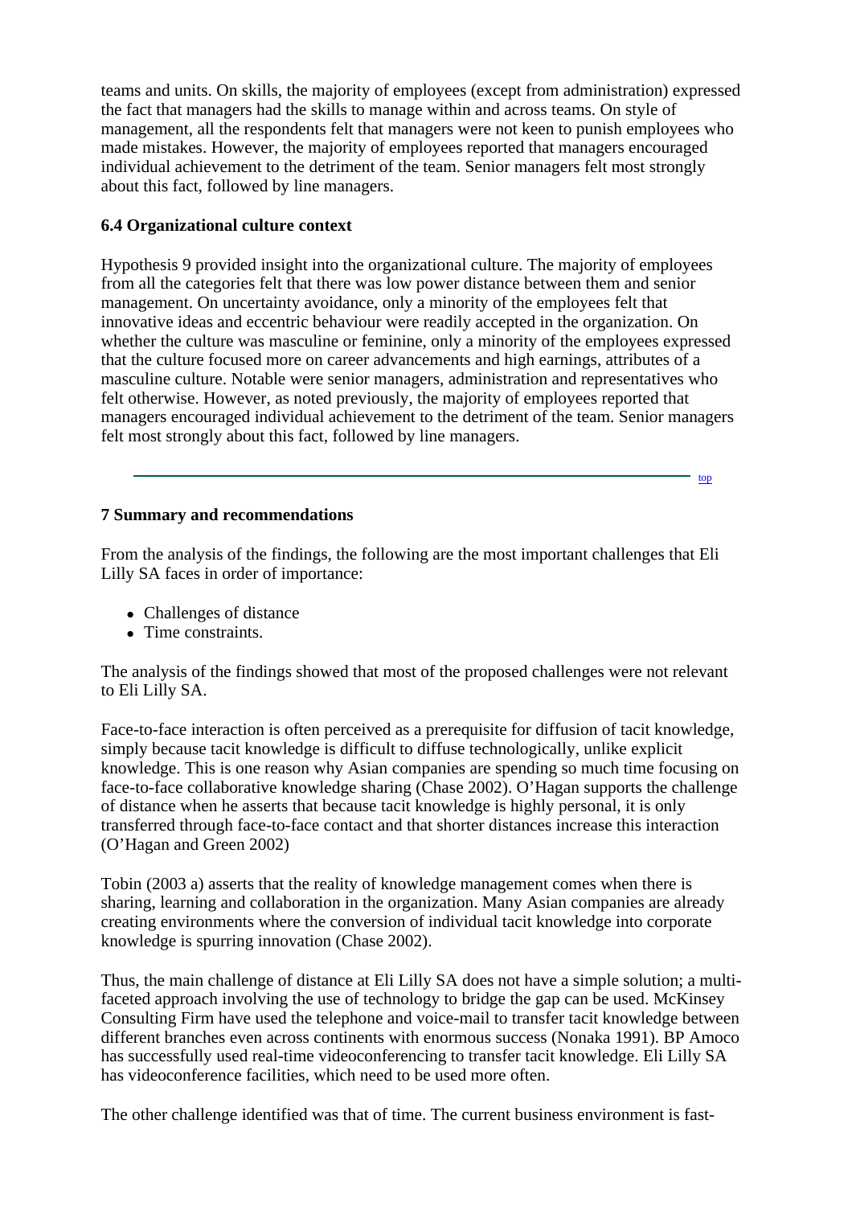teams and units. On skills, the majority of employees (except from administration) expressed the fact that managers had the skills to manage within and across teams. On style of management, all the respondents felt that managers were not keen to punish employees who made mistakes. However, the majority of employees reported that managers encouraged individual achievement to the detriment of the team. Senior managers felt most strongly about this fact, followed by line managers.

### 6.4 Organizational culture context

Hypothesis 9 provided insight into the organizational culture. The majority of employees from all the categories felt that there was low power distance between them and senior management. On uncertainty avoidance, only a minority of the employees felt that innovative ideas and eccentric behaviour were readily accepted in the organization. On whether the culture was masculine or feminine, only a minority of the employees expressed that the culture focused more on career advancements and high earnings, attributes of a masculine culture. Notable were senior managers, administration and representatives who felt otherwise. However, as noted previously, the majority of employees reported that managers encouraged individual achievement to the detriment of the team. Senior managers felt most strongly about this fact, followed by line managers.

top

## 7 Summary and recommendations

From the analysis of the findings, the following are the most important challenges that Eli Lilly SA faces in order of importance:

- Challenges of distance
- Time constraints.

The analysis of the findings showed that most of the proposed challenges were not relevant to Eli Lilly SA.

Face-to-face interaction is often perceived as a prerequisite for diffusion of tacit knowledge, simply because tacit knowledge is difficult to diffuse technologically, unlike explicit knowledge. This is one reason why Asian companies are spending so much time focusing on face-to-face collaborative knowledge sharing (Chase 2002). O'Hagan supports the challenge of distance when he asserts that because tacit knowledge is highly personal, it is only transferred through face-to-face contact and that shorter distances increase this interaction (O'Hagan and Green 2002)

Tobin (2003 a) asserts that the reality of knowledge management comes when there is sharing, learning and collaboration in the organization. Many Asian companies are already creating environments where the conversion of individual tacit knowledge into corporate knowledge is spurring innovation (Chase 2002).

Thus, the main challenge of distance at Eli Lilly SA does not have a simple solution; a multi-faceted approach involving the use of technology to bridge the gap can be used. McKinsey Consulting Firm have used the telephone and voice-mail to transfer tacit knowledge between different branches even across continents with enormous success (Nonaka 1991). BP Amoco has successfully used real-time videoconferencing to transfer tacit knowledge. Eli Lilly SA has videoconference facilities, which need to be used more often.

The other challenge identified was that of time. The current business environment is fast-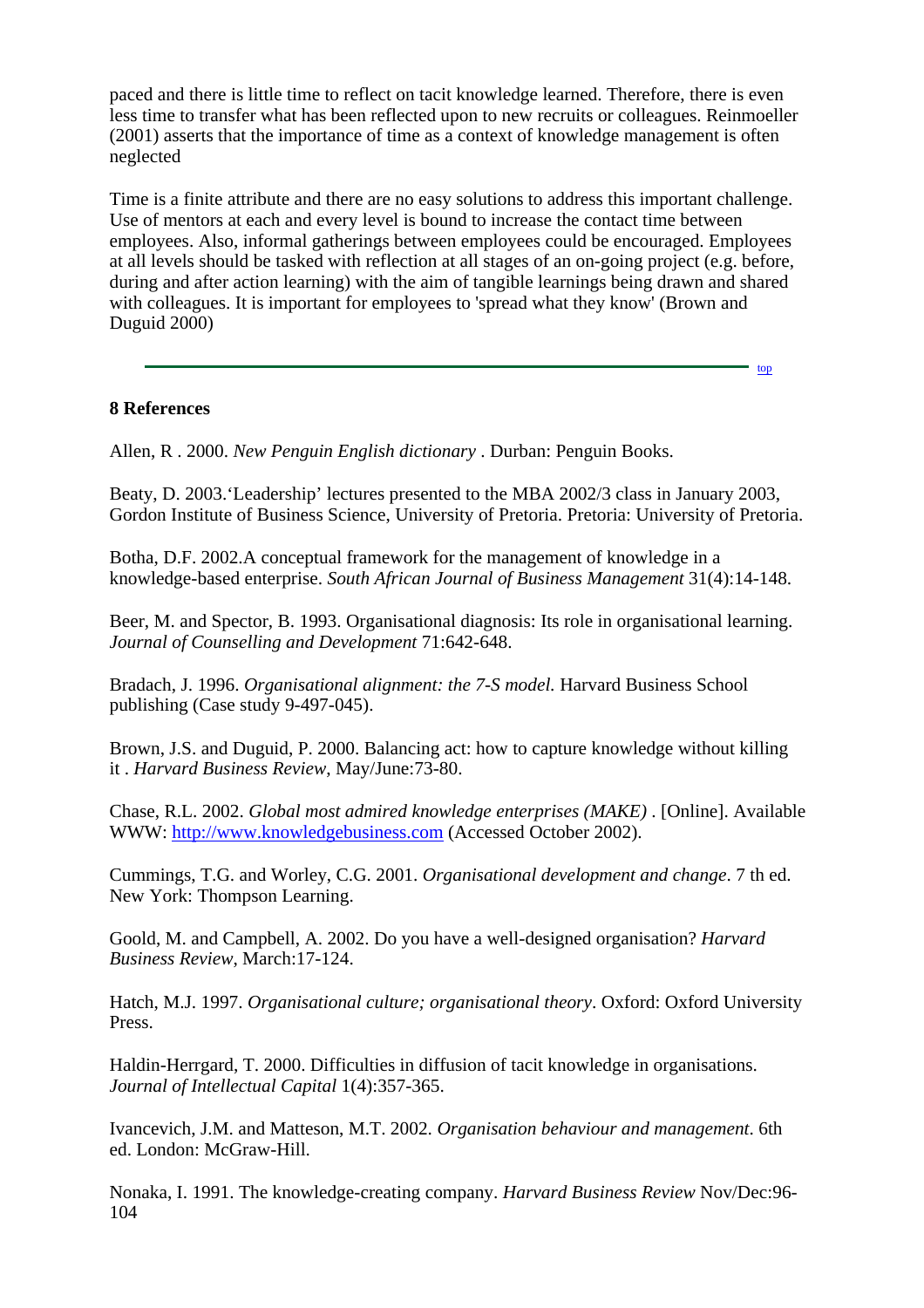paced and there is little time to reflect on tacit knowledge learned. Therefore, there is even less time to transfer what has been reflected upon to new recruits or colleagues. Reinmoeller (2001) asserts that the importance of time as a context of knowledge management is often neglected

Time is a finite attribute and there are no easy solutions to address this important challenge. Use of mentors at each and every level is bound to increase the contact time between employees. Also, informal gatherings between employees could be encouraged. Employees at all levels should be tasked with reflection at all stages of an on-going project (e.g. before, during and after action learning) with the aim of tangible learnings being drawn and shared with colleagues. It is important for employees to 'spread what they know' (Brown and Duguid 2000)

---

top

## 8 References

Allen, R . 2000. *New Penguin English dictionary* . Durban: Penguin Books.

Beaty, D. 2003.'Leadership' lectures presented to the MBA 2002/3 class in January 2003, Gordon Institute of Business Science, University of Pretoria. Pretoria: University of Pretoria.

Botha, D.F. 2002.A conceptual framework for the management of knowledge in a knowledge-based enterprise. *South African Journal of Business Management* 31(4):14-148.

Beer, M. and Spector, B. 1993. Organisational diagnosis: Its role in organisational learning. *Journal of Counselling and Development* 71:642-648.

Bradach, J. 1996. *Organisational alignment: the 7-S model.* Harvard Business School publishing (Case study 9-497-045).

Brown, J.S. and Duguid, P. 2000. Balancing act: how to capture knowledge without killing it . *Harvard Business Review*, May/June:73-80.

Chase, R.L. 2002. *Global most admired knowledge enterprises (MAKE)* . [Online]. Available WWW: http://www.knowledgebusiness.com (Accessed October 2002).

Cummings, T.G. and Worley, C.G. 2001. *Organisational development and change*. 7 th ed. New York: Thompson Learning.

Goold, M. and Campbell, A. 2002. Do you have a well-designed organisation? *Harvard Business Review*, March:17-124.

Hatch, M.J. 1997. *Organisational culture; organisational theory*. Oxford: Oxford University Press.

Haldin-Herrgard, T. 2000. Difficulties in diffusion of tacit knowledge in organisations. *Journal of Intellectual Capital* 1(4):357-365.

Ivancevich, J.M. and Matteson, M.T. 2002. *Organisation behaviour and management*. 6th ed. London: McGraw-Hill.

Nonaka, I. 1991. The knowledge-creating company. *Harvard Business Review* Nov/Dec:96-104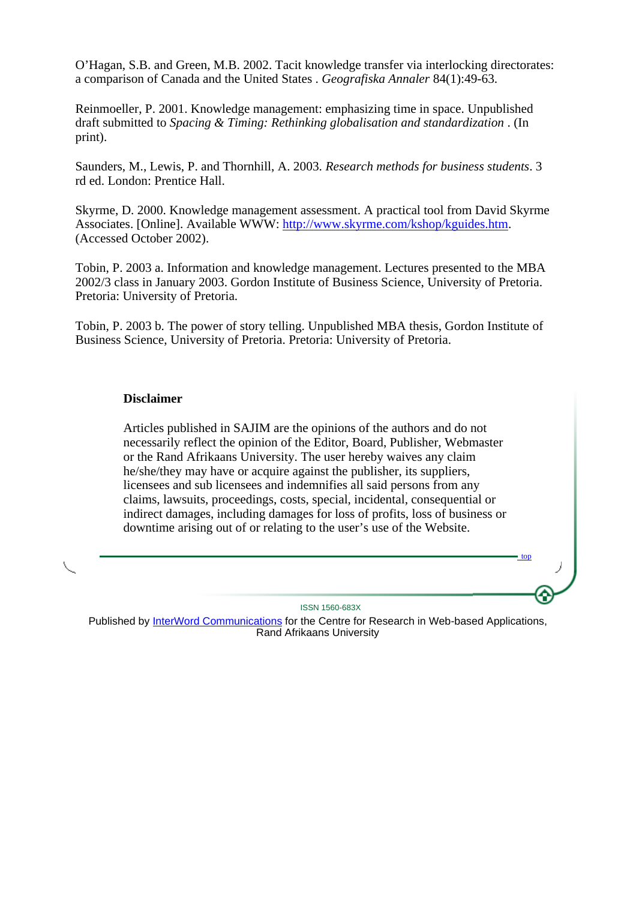O'Hagan, S.B. and Green, M.B. 2002. Tacit knowledge transfer via interlocking directorates: a comparison of Canada and the United States . *Geografiska Annaler* 84(1):49-63.

Reinmoeller, P. 2001. Knowledge management: emphasizing time in space. Unpublished draft submitted to *Spacing & Timing: Rethinking globalisation and standardization* . (In print).

Saunders, M., Lewis, P. and Thornhill, A. 2003. *Research methods for business students*. 3 rd ed. London: Prentice Hall.

Skyrme, D. 2000. Knowledge management assessment. A practical tool from David Skyrme Associates. [Online]. Available WWW: http://www.skyrme.com/kshop/kguides.htm. (Accessed October 2002).

Tobin, P. 2003 a. Information and knowledge management. Lectures presented to the MBA 2002/3 class in January 2003. Gordon Institute of Business Science, University of Pretoria. Pretoria: University of Pretoria.

Tobin, P. 2003 b. The power of story telling. Unpublished MBA thesis, Gordon Institute of Business Science, University of Pretoria. Pretoria: University of Pretoria.

**Disclaimer**

Articles published in SAJIM are the opinions of the authors and do not necessarily reflect the opinion of the Editor, Board, Publisher, Webmaster or the Rand Afrikaans University. The user hereby waives any claim he/she/they may have or acquire against the publisher, its suppliers, licensees and sub licensees and indemnifies all said persons from any claims, lawsuits, proceedings, costs, special, incidental, consequential or indirect damages, including damages for loss of profits, loss of business or downtime arising out of or relating to the user's use of the Website.

top

ISSN 1560-683X

Published by InterWord Communications for the Centre for Research in Web-based Applications, Rand Afrikaans University